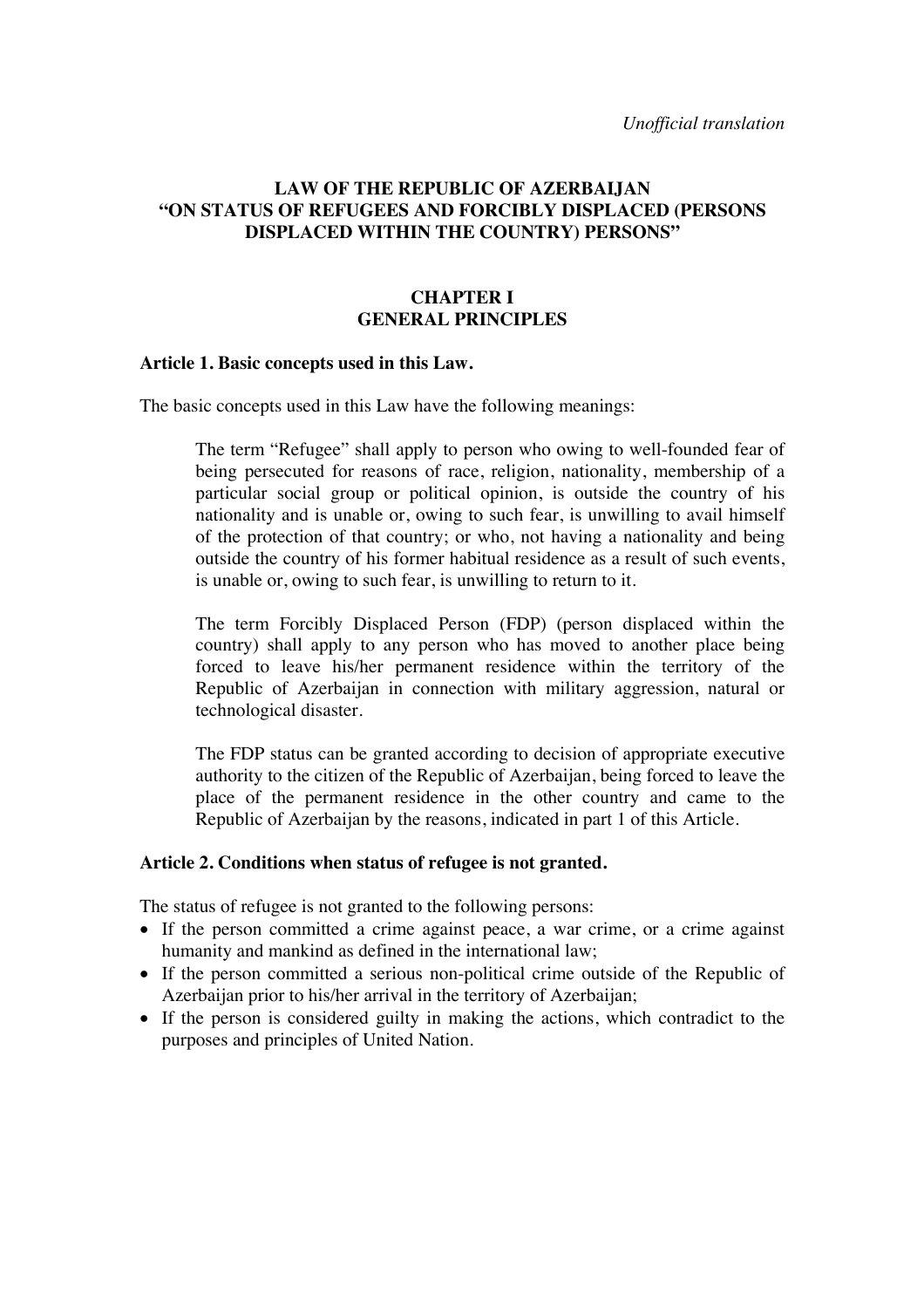*Unofficial translation*

# LAW OF THE REPUBLIC OF AZERBAIJAN "ON STATUS OF REFUGEES AND FORCIBLY DISPLACED (PERSONS DISPLACED WITHIN THE COUNTRY) PERSONS"

## CHAPTER I
## GENERAL PRINCIPLES

### Article 1. Basic concepts used in this Law.

The basic concepts used in this Law have the following meanings:

> The term "Refugee" shall apply to person who owing to well-founded fear of being persecuted for reasons of race, religion, nationality, membership of a particular social group or political opinion, is outside the country of his nationality and is unable or, owing to such fear, is unwilling to avail himself of the protection of that country; or who, not having a nationality and being outside the country of his former habitual residence as a result of such events, is unable or, owing to such fear, is unwilling to return to it.
>
> The term Forcibly Displaced Person (FDP) (person displaced within the country) shall apply to any person who has moved to another place being forced to leave his/her permanent residence within the territory of the Republic of Azerbaijan in connection with military aggression, natural or technological disaster.
>
> The FDP status can be granted according to decision of appropriate executive authority to the citizen of the Republic of Azerbaijan, being forced to leave the place of the permanent residence in the other country and came to the Republic of Azerbaijan by the reasons, indicated in part 1 of this Article.

### Article 2. Conditions when status of refugee is not granted.

The status of refugee is not granted to the following persons:

- If the person committed a crime against peace, a war crime, or a crime against humanity and mankind as defined in the international law;
- If the person committed a serious non-political crime outside of the Republic of Azerbaijan prior to his/her arrival in the territory of Azerbaijan;
- If the person is considered guilty in making the actions, which contradict to the purposes and principles of United Nation.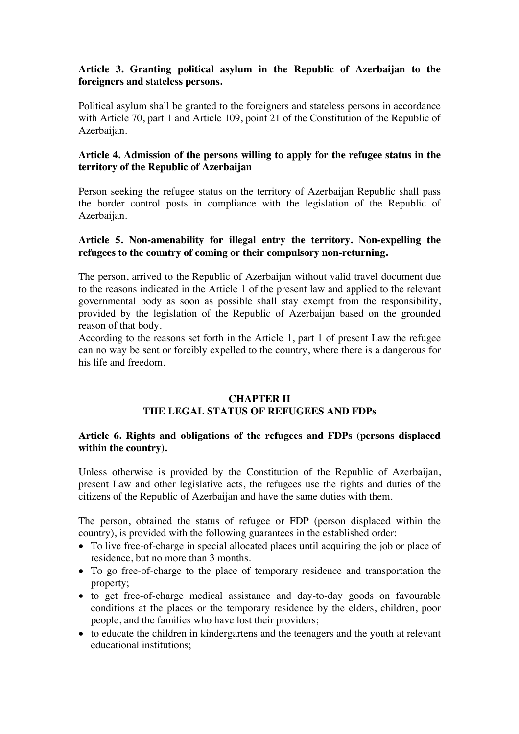**Article 3. Granting political asylum in the Republic of Azerbaijan to the foreigners and stateless persons.**

Political asylum shall be granted to the foreigners and stateless persons in accordance with Article 70, part 1 and Article 109, point 21 of the Constitution of the Republic of Azerbaijan.

**Article 4. Admission of the persons willing to apply for the refugee status in the territory of the Republic of Azerbaijan**

Person seeking the refugee status on the territory of Azerbaijan Republic shall pass the border control posts in compliance with the legislation of the Republic of Azerbaijan.

**Article 5. Non-amenability for illegal entry the territory. Non-expelling the refugees to the country of coming or their compulsory non-returning.**

The person, arrived to the Republic of Azerbaijan without valid travel document due to the reasons indicated in the Article 1 of the present law and applied to the relevant governmental body as soon as possible shall stay exempt from the responsibility, provided by the legislation of the Republic of Azerbaijan based on the grounded reason of that body.
According to the reasons set forth in the Article 1, part 1 of present Law the refugee can no way be sent or forcibly expelled to the country, where there is a dangerous for his life and freedom.

## CHAPTER II
## THE LEGAL STATUS OF REFUGEES AND FDPs

**Article 6. Rights and obligations of the refugees and FDPs (persons displaced within the country).**

Unless otherwise is provided by the Constitution of the Republic of Azerbaijan, present Law and other legislative acts, the refugees use the rights and duties of the citizens of the Republic of Azerbaijan and have the same duties with them.

The person, obtained the status of refugee or FDP (person displaced within the country), is provided with the following guarantees in the established order:

- To live free-of-charge in special allocated places until acquiring the job or place of residence, but no more than 3 months.
- To go free-of-charge to the place of temporary residence and transportation the property;
- to get free-of-charge medical assistance and day-to-day goods on favourable conditions at the places or the temporary residence by the elders, children, poor people, and the families who have lost their providers;
- to educate the children in kindergartens and the teenagers and the youth at relevant educational institutions;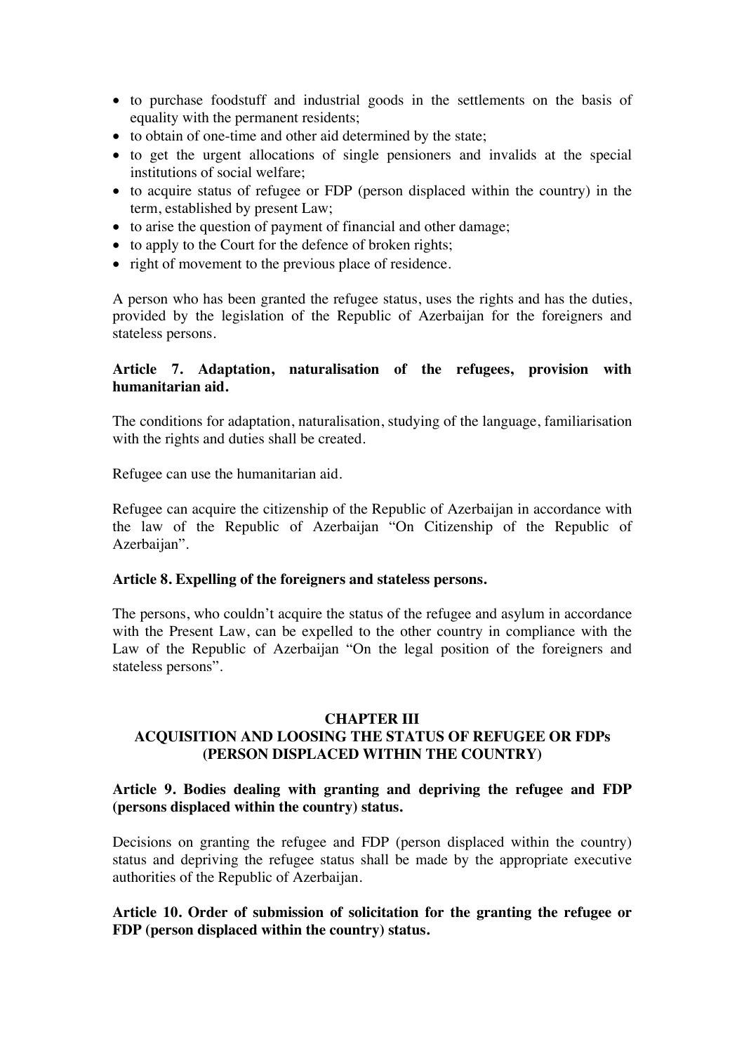- to purchase foodstuff and industrial goods in the settlements on the basis of equality with the permanent residents;
- to obtain of one-time and other aid determined by the state;
- to get the urgent allocations of single pensioners and invalids at the special institutions of social welfare;
- to acquire status of refugee or FDP (person displaced within the country) in the term, established by present Law;
- to arise the question of payment of financial and other damage;
- to apply to the Court for the defence of broken rights;
- right of movement to the previous place of residence.

A person who has been granted the refugee status, uses the rights and has the duties, provided by the legislation of the Republic of Azerbaijan for the foreigners and stateless persons.

**Article 7. Adaptation, naturalisation of the refugees, provision with humanitarian aid.**

The conditions for adaptation, naturalisation, studying of the language, familiarisation with the rights and duties shall be created.

Refugee can use the humanitarian aid.

Refugee can acquire the citizenship of the Republic of Azerbaijan in accordance with the law of the Republic of Azerbaijan "On Citizenship of the Republic of Azerbaijan".

**Article 8. Expelling of the foreigners and stateless persons.**

The persons, who couldn't acquire the status of the refugee and asylum in accordance with the Present Law, can be expelled to the other country in compliance with the Law of the Republic of Azerbaijan "On the legal position of the foreigners and stateless persons".

## CHAPTER III
## ACQUISITION AND LOOSING THE STATUS OF REFUGEE OR FDPs (PERSON DISPLACED WITHIN THE COUNTRY)

**Article 9. Bodies dealing with granting and depriving the refugee and FDP (persons displaced within the country) status.**

Decisions on granting the refugee and FDP (person displaced within the country) status and depriving the refugee status shall be made by the appropriate executive authorities of the Republic of Azerbaijan.

**Article 10. Order of submission of solicitation for the granting the refugee or FDP (person displaced within the country) status.**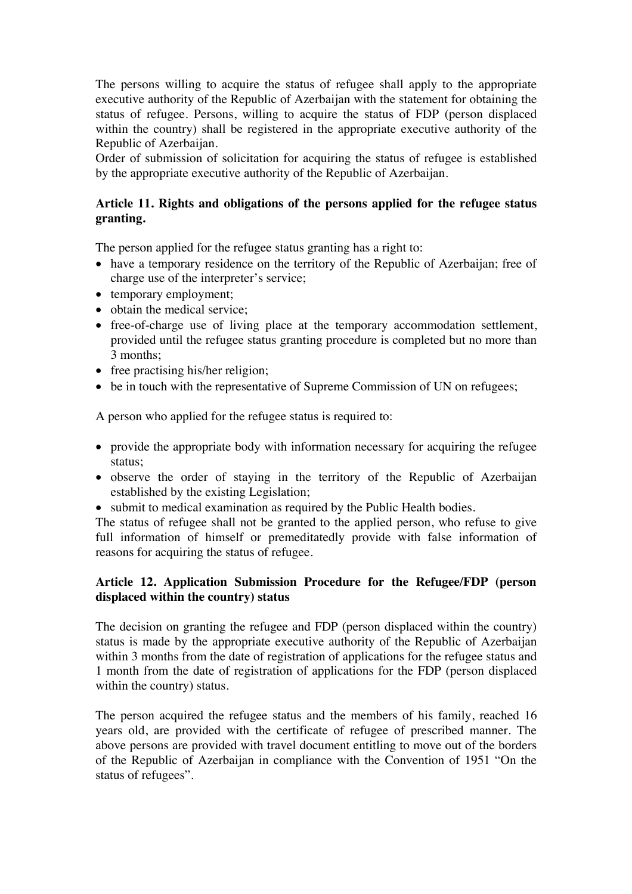The persons willing to acquire the status of refugee shall apply to the appropriate executive authority of the Republic of Azerbaijan with the statement for obtaining the status of refugee. Persons, willing to acquire the status of FDP (person displaced within the country) shall be registered in the appropriate executive authority of the Republic of Azerbaijan.
Order of submission of solicitation for acquiring the status of refugee is established by the appropriate executive authority of the Republic of Azerbaijan.

### Article 11. Rights and obligations of the persons applied for the refugee status granting.

The person applied for the refugee status granting has a right to:

- have a temporary residence on the territory of the Republic of Azerbaijan; free of charge use of the interpreter's service;
- temporary employment;
- obtain the medical service;
- free-of-charge use of living place at the temporary accommodation settlement, provided until the refugee status granting procedure is completed but no more than 3 months;
- free practising his/her religion;
- be in touch with the representative of Supreme Commission of UN on refugees;

A person who applied for the refugee status is required to:

- provide the appropriate body with information necessary for acquiring the refugee status;
- observe the order of staying in the territory of the Republic of Azerbaijan established by the existing Legislation;
- submit to medical examination as required by the Public Health bodies.

The status of refugee shall not be granted to the applied person, who refuse to give full information of himself or premeditatedly provide with false information of reasons for acquiring the status of refugee.

### Article 12. Application Submission Procedure for the Refugee/FDP (person displaced within the country) status

The decision on granting the refugee and FDP (person displaced within the country) status is made by the appropriate executive authority of the Republic of Azerbaijan within 3 months from the date of registration of applications for the refugee status and 1 month from the date of registration of applications for the FDP (person displaced within the country) status.

The person acquired the refugee status and the members of his family, reached 16 years old, are provided with the certificate of refugee of prescribed manner. The above persons are provided with travel document entitling to move out of the borders of the Republic of Azerbaijan in compliance with the Convention of 1951 "On the status of refugees".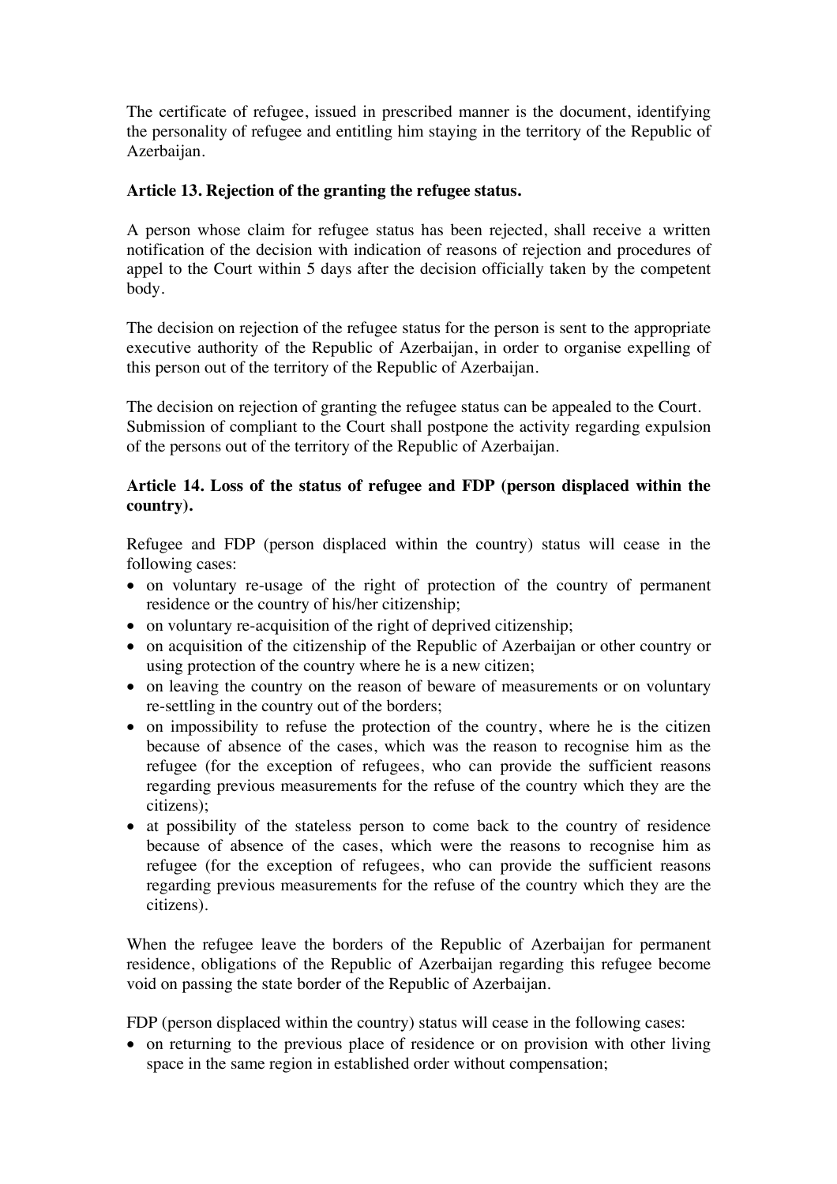The certificate of refugee, issued in prescribed manner is the document, identifying the personality of refugee and entitling him staying in the territory of the Republic of Azerbaijan.

**Article 13. Rejection of the granting the refugee status.**

A person whose claim for refugee status has been rejected, shall receive a written notification of the decision with indication of reasons of rejection and procedures of appel to the Court within 5 days after the decision officially taken by the competent body.

The decision on rejection of the refugee status for the person is sent to the appropriate executive authority of the Republic of Azerbaijan, in order to organise expelling of this person out of the territory of the Republic of Azerbaijan.

The decision on rejection of granting the refugee status can be appealed to the Court. Submission of compliant to the Court shall postpone the activity regarding expulsion of the persons out of the territory of the Republic of Azerbaijan.

**Article 14. Loss of the status of refugee and FDP (person displaced within the country).**

Refugee and FDP (person displaced within the country) status will cease in the following cases:

- on voluntary re-usage of the right of protection of the country of permanent residence or the country of his/her citizenship;
- on voluntary re-acquisition of the right of deprived citizenship;
- on acquisition of the citizenship of the Republic of Azerbaijan or other country or using protection of the country where he is a new citizen;
- on leaving the country on the reason of beware of measurements or on voluntary re-settling in the country out of the borders;
- on impossibility to refuse the protection of the country, where he is the citizen because of absence of the cases, which was the reason to recognise him as the refugee (for the exception of refugees, who can provide the sufficient reasons regarding previous measurements for the refuse of the country which they are the citizens);
- at possibility of the stateless person to come back to the country of residence because of absence of the cases, which were the reasons to recognise him as refugee (for the exception of refugees, who can provide the sufficient reasons regarding previous measurements for the refuse of the country which they are the citizens).

When the refugee leave the borders of the Republic of Azerbaijan for permanent residence, obligations of the Republic of Azerbaijan regarding this refugee become void on passing the state border of the Republic of Azerbaijan.

FDP (person displaced within the country) status will cease in the following cases:

- on returning to the previous place of residence or on provision with other living space in the same region in established order without compensation;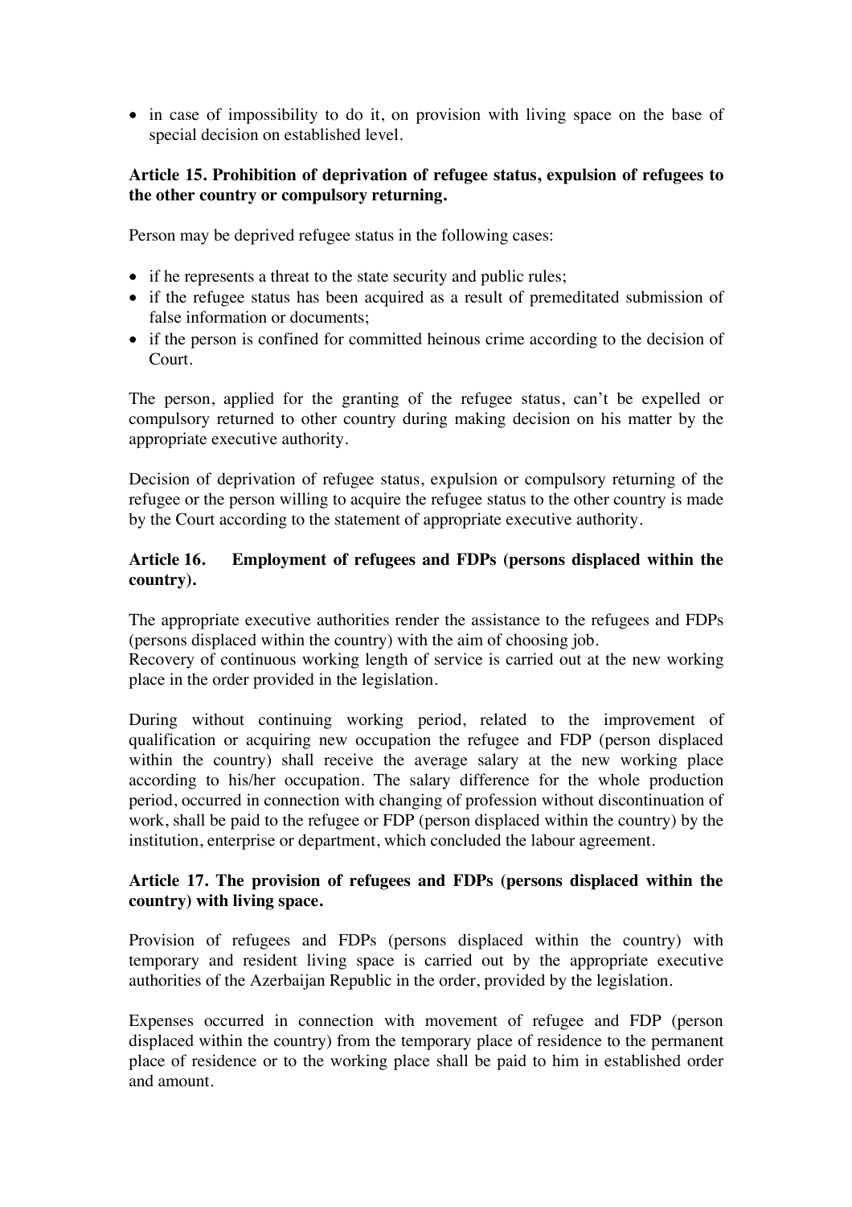- in case of impossibility to do it, on provision with living space on the base of special decision on established level.

**Article 15. Prohibition of deprivation of refugee status, expulsion of refugees to the other country or compulsory returning.**

Person may be deprived refugee status in the following cases:

- if he represents a threat to the state security and public rules;
- if the refugee status has been acquired as a result of premeditated submission of false information or documents;
- if the person is confined for committed heinous crime according to the decision of Court.

The person, applied for the granting of the refugee status, can't be expelled or compulsory returned to other country during making decision on his matter by the appropriate executive authority.

Decision of deprivation of refugee status, expulsion or compulsory returning of the refugee or the person willing to acquire the refugee status to the other country is made by the Court according to the statement of appropriate executive authority.

**Article 16. Employment of refugees and FDPs (persons displaced within the country).**

The appropriate executive authorities render the assistance to the refugees and FDPs (persons displaced within the country) with the aim of choosing job.
Recovery of continuous working length of service is carried out at the new working place in the order provided in the legislation.

During without continuing working period, related to the improvement of qualification or acquiring new occupation the refugee and FDP (person displaced within the country) shall receive the average salary at the new working place according to his/her occupation. The salary difference for the whole production period, occurred in connection with changing of profession without discontinuation of work, shall be paid to the refugee or FDP (person displaced within the country) by the institution, enterprise or department, which concluded the labour agreement.

**Article 17. The provision of refugees and FDPs (persons displaced within the country) with living space.**

Provision of refugees and FDPs (persons displaced within the country) with temporary and resident living space is carried out by the appropriate executive authorities of the Azerbaijan Republic in the order, provided by the legislation.

Expenses occurred in connection with movement of refugee and FDP (person displaced within the country) from the temporary place of residence to the permanent place of residence or to the working place shall be paid to him in established order and amount.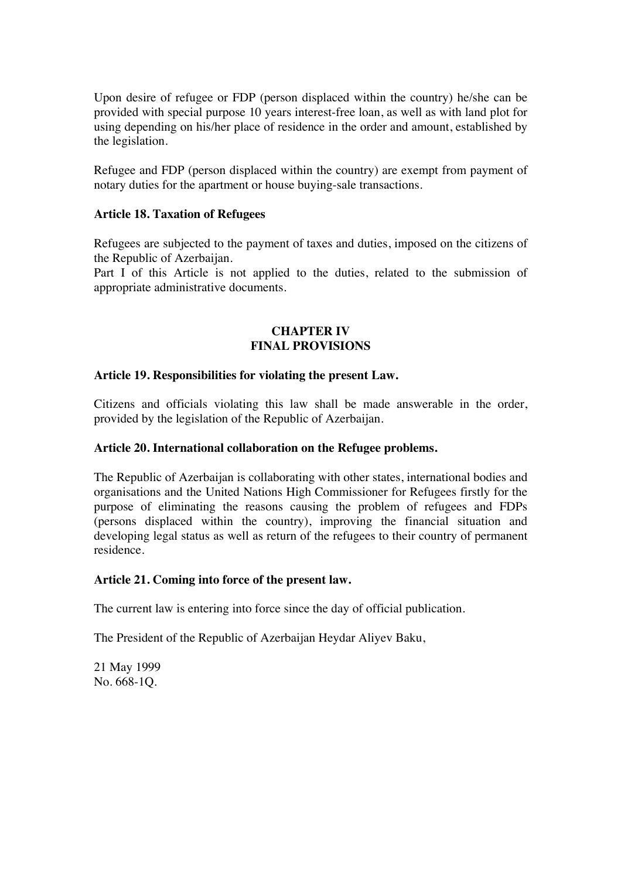Upon desire of refugee or FDP (person displaced within the country) he/she can be provided with special purpose 10 years interest-free loan, as well as with land plot for using depending on his/her place of residence in the order and amount, established by the legislation.

Refugee and FDP (person displaced within the country) are exempt from payment of notary duties for the apartment or house buying-sale transactions.

**Article 18. Taxation of Refugees**

Refugees are subjected to the payment of taxes and duties, imposed on the citizens of the Republic of Azerbaijan.
Part I of this Article is not applied to the duties, related to the submission of appropriate administrative documents.

## CHAPTER IV
## FINAL PROVISIONS

**Article 19. Responsibilities for violating the present Law.**

Citizens and officials violating this law shall be made answerable in the order, provided by the legislation of the Republic of Azerbaijan.

**Article 20. International collaboration on the Refugee problems.**

The Republic of Azerbaijan is collaborating with other states, international bodies and organisations and the United Nations High Commissioner for Refugees firstly for the purpose of eliminating the reasons causing the problem of refugees and FDPs (persons displaced within the country), improving the financial situation and developing legal status as well as return of the refugees to their country of permanent residence.

**Article 21. Coming into force of the present law.**

The current law is entering into force since the day of official publication.

The President of the Republic of Azerbaijan Heydar Aliyev Baku,

21 May 1999
No. 668-1Q.